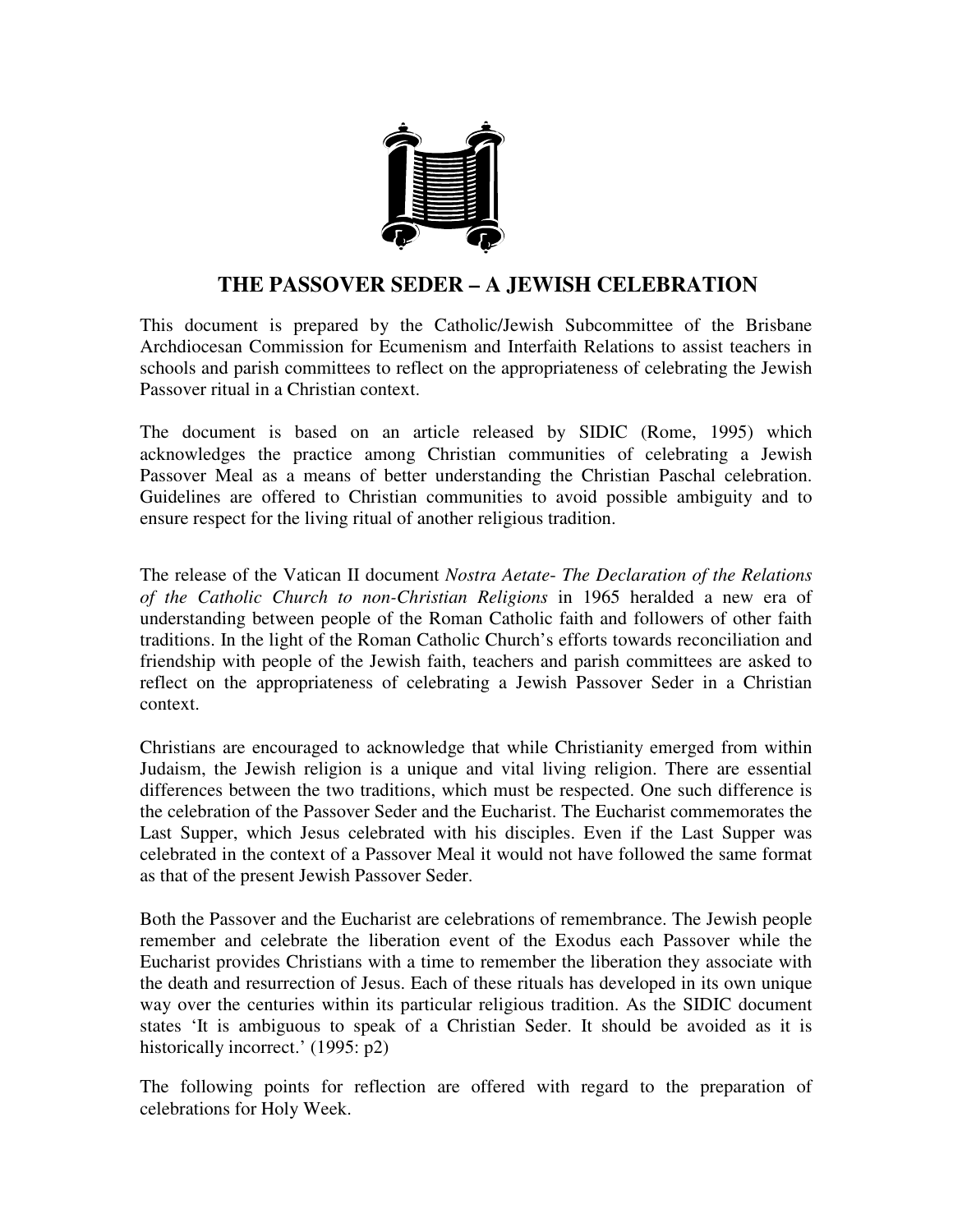# THE PASSOVER SEDER – A JEWISH CELEBRATION

This document is prepared by the Catholic/Jewish Subcommittee of the Brisbane Archdiocesan Commission for Ecumenism and Interfaith Relations to assist teachers in schools and parish committees to reflect on the appropriateness of celebrating the Jewish Passover ritual in a Christian context.

The document is based on an article released by SIDIC (Rome, 1995) which acknowledges the practice among Christian communities of celebrating a Jewish Passover Meal as a means of better understanding the Christian Paschal celebration. Guidelines are offered to Christian communities to avoid possible ambiguity and to ensure respect for the living ritual of another religious tradition.

The release of the Vatican II document *Nostra Aetate- The Declaration of the Relations of the Catholic Church to non-Christian Religions* in 1965 heralded a new era of understanding between people of the Roman Catholic faith and followers of other faith traditions. In the light of the Roman Catholic Church's efforts towards reconciliation and friendship with people of the Jewish faith, teachers and parish committees are asked to reflect on the appropriateness of celebrating a Jewish Passover Seder in a Christian context.

Christians are encouraged to acknowledge that while Christianity emerged from within Judaism, the Jewish religion is a unique and vital living religion. There are essential differences between the two traditions, which must be respected. One such difference is the celebration of the Passover Seder and the Eucharist. The Eucharist commemorates the Last Supper, which Jesus celebrated with his disciples. Even if the Last Supper was celebrated in the context of a Passover Meal it would not have followed the same format as that of the present Jewish Passover Seder.

Both the Passover and the Eucharist are celebrations of remembrance. The Jewish people remember and celebrate the liberation event of the Exodus each Passover while the Eucharist provides Christians with a time to remember the liberation they associate with the death and resurrection of Jesus. Each of these rituals has developed in its own unique way over the centuries within its particular religious tradition. As the SIDIC document states 'It is ambiguous to speak of a Christian Seder. It should be avoided as it is historically incorrect.' (1995: p2)

The following points for reflection are offered with regard to the preparation of celebrations for Holy Week.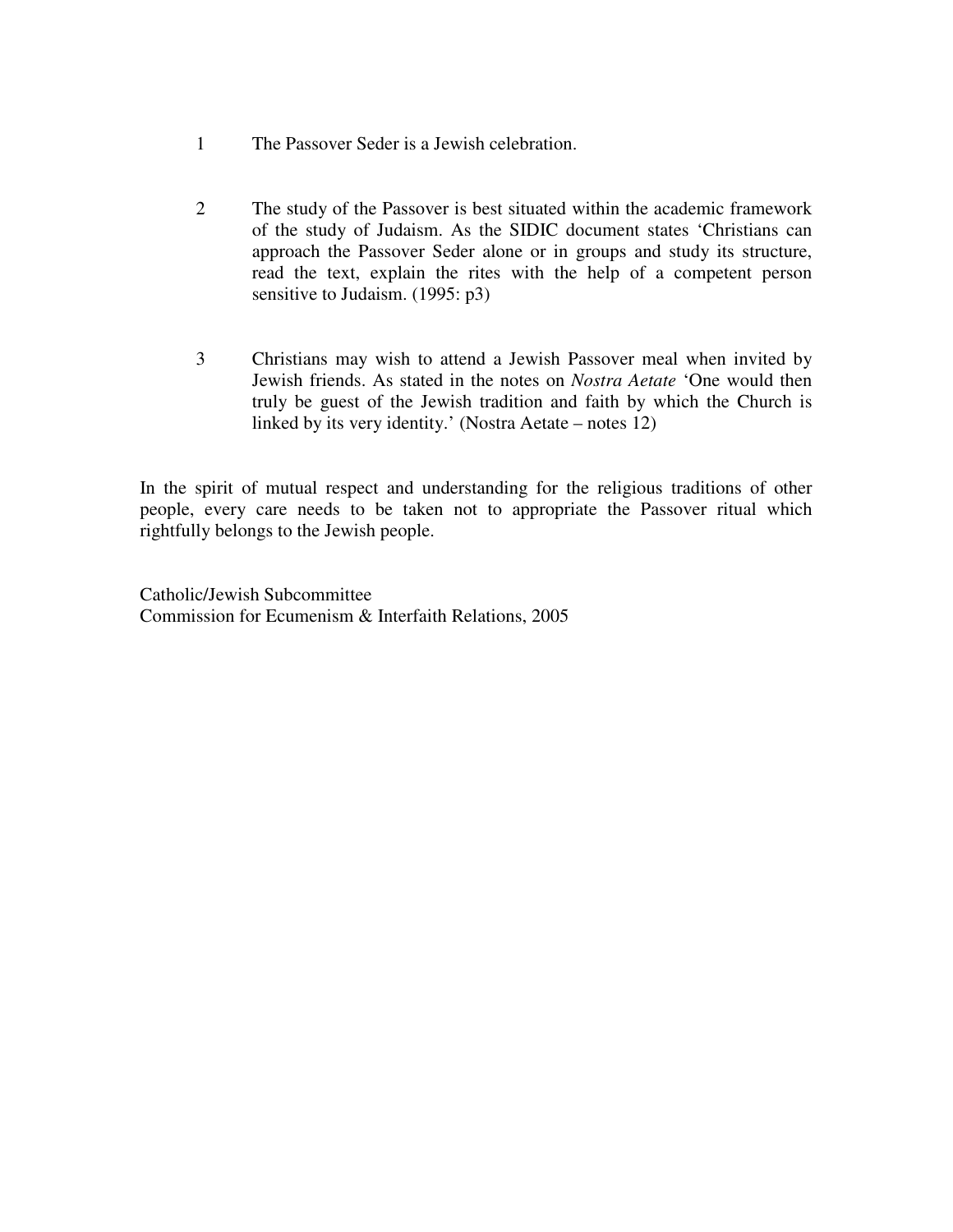1. The Passover Seder is a Jewish celebration.

2. The study of the Passover is best situated within the academic framework of the study of Judaism. As the SIDIC document states 'Christians can approach the Passover Seder alone or in groups and study its structure, read the text, explain the rites with the help of a competent person sensitive to Judaism. (1995: p3)

3. Christians may wish to attend a Jewish Passover meal when invited by Jewish friends. As stated in the notes on *Nostra Aetate* 'One would then truly be guest of the Jewish tradition and faith by which the Church is linked by its very identity.' (Nostra Aetate – notes 12)

In the spirit of mutual respect and understanding for the religious traditions of other people, every care needs to be taken not to appropriate the Passover ritual which rightfully belongs to the Jewish people.

Catholic/Jewish Subcommittee
Commission for Ecumenism & Interfaith Relations, 2005